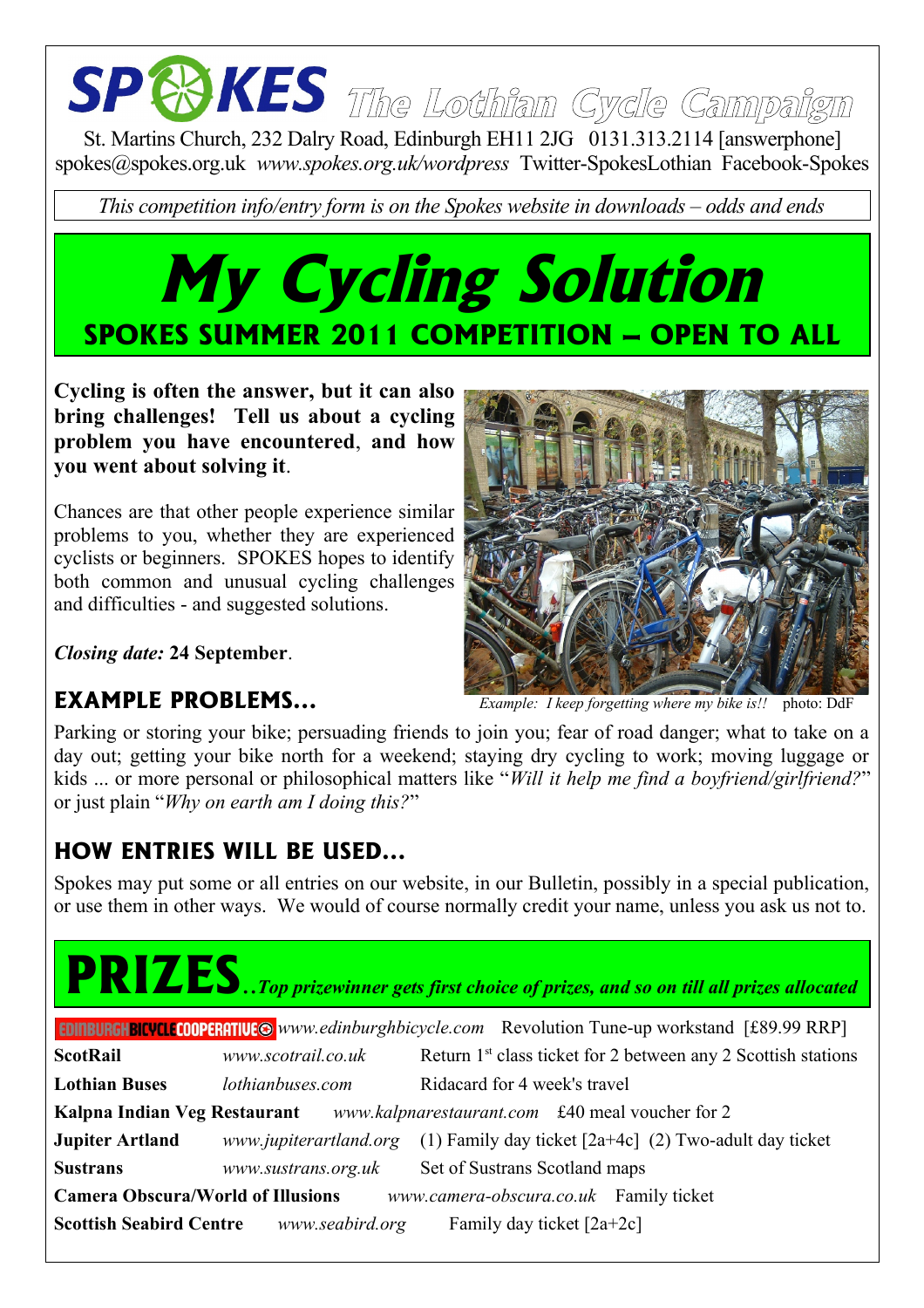# SPOKES The Lothian Cycle Campaign

St. Martins Church, 232 Dalry Road, Edinburgh EH11 2JG 0131.313.2114 [answerphone]
spokes@spokes.org.uk *www.spokes.org.uk/wordpress* Twitter-SpokesLothian Facebook-Spokes

*This competition info/entry form is on the Spokes website in downloads – odds and ends*

# My Cycling Solution

## SPOKES SUMMER 2011 COMPETITION – OPEN TO ALL

**Cycling is often the answer, but it can also bring challenges! Tell us about a cycling problem you have encountered, and how you went about solving it.**

Chances are that other people experience similar problems to you, whether they are experienced cyclists or beginners. SPOKES hopes to identify both common and unusual cycling challenges and difficulties - and suggested solutions.

***Closing date:* 24 September**.

*Example: I keep forgetting where my bike is!!* photo: DdF

## EXAMPLE PROBLEMS...

Parking or storing your bike; persuading friends to join you; fear of road danger; what to take on a day out; getting your bike north for a weekend; staying dry cycling to work; moving luggage or kids ... or more personal or philosophical matters like "*Will it help me find a boyfriend/girlfriend?*" or just plain "*Why on earth am I doing this?*"

## HOW ENTRIES WILL BE USED...

Spokes may put some or all entries on our website, in our Bulletin, possibly in a special publication, or use them in other ways. We would of course normally credit your name, unless you ask us not to.

# PRIZES

*..Top prizewinner gets first choice of prizes, and so on till all prizes allocated*

| | | |
|---|---|---|
| **EDINBURGH BICYCLE COOPERATIVE** | *www.edinburghbicycle.com* | Revolution Tune-up workstand [£89.99 RRP] |
| **ScotRail** | *www.scotrail.co.uk* | Return 1st class ticket for 2 between any 2 Scottish stations |
| **Lothian Buses** | *lothianbuses.com* | Ridacard for 4 week's travel |
| **Kalpna Indian Veg Restaurant** | *www.kalpnarestaurant.com* | £40 meal voucher for 2 |
| **Jupiter Artland** | *www.jupiterartland.org* | (1) Family day ticket [2a+4c] (2) Two-adult day ticket |
| **Sustrans** | *www.sustrans.org.uk* | Set of Sustrans Scotland maps |
| **Camera Obscura/World of Illusions** | *www.camera-obscura.co.uk* | Family ticket |
| **Scottish Seabird Centre** | *www.seabird.org* | Family day ticket [2a+2c] |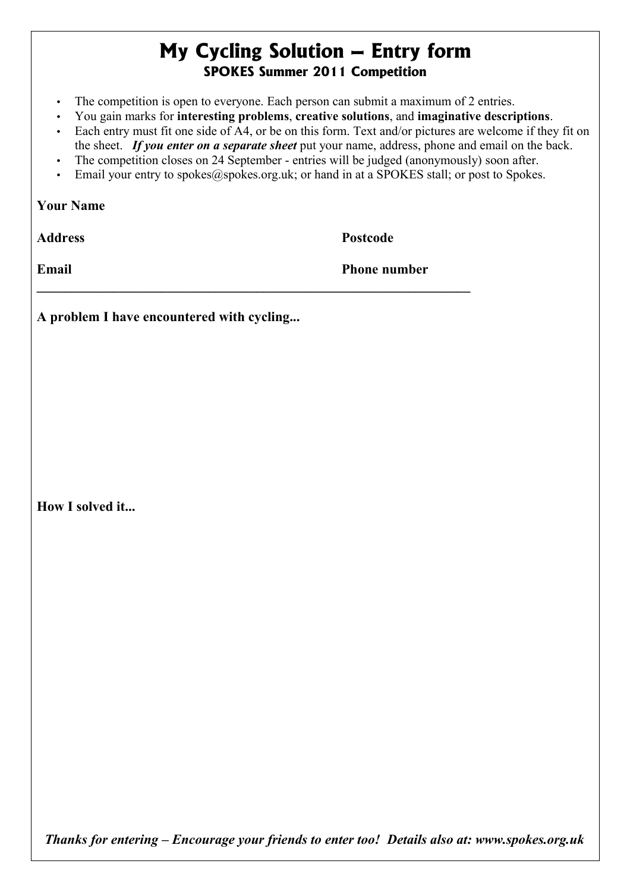# My Cycling Solution – Entry form

## SPOKES Summer 2011 Competition

- The competition is open to everyone. Each person can submit a maximum of 2 entries.
- You gain marks for **interesting problems**, **creative solutions**, and **imaginative descriptions**.
- Each entry must fit one side of A4, or be on this form. Text and/or pictures are welcome if they fit on the sheet. ***If you enter on a separate sheet*** put your name, address, phone and email on the back.
- The competition closes on 24 September - entries will be judged (anonymously) soon after.
- Email your entry to spokes@spokes.org.uk; or hand in at a SPOKES stall; or post to Spokes.

**Your Name**

**Address** **Postcode**

**Email** **Phone number**

---

**A problem I have encountered with cycling...**

**How I solved it...**

***Thanks for entering – Encourage your friends to enter too! Details also at: www.spokes.org.uk***